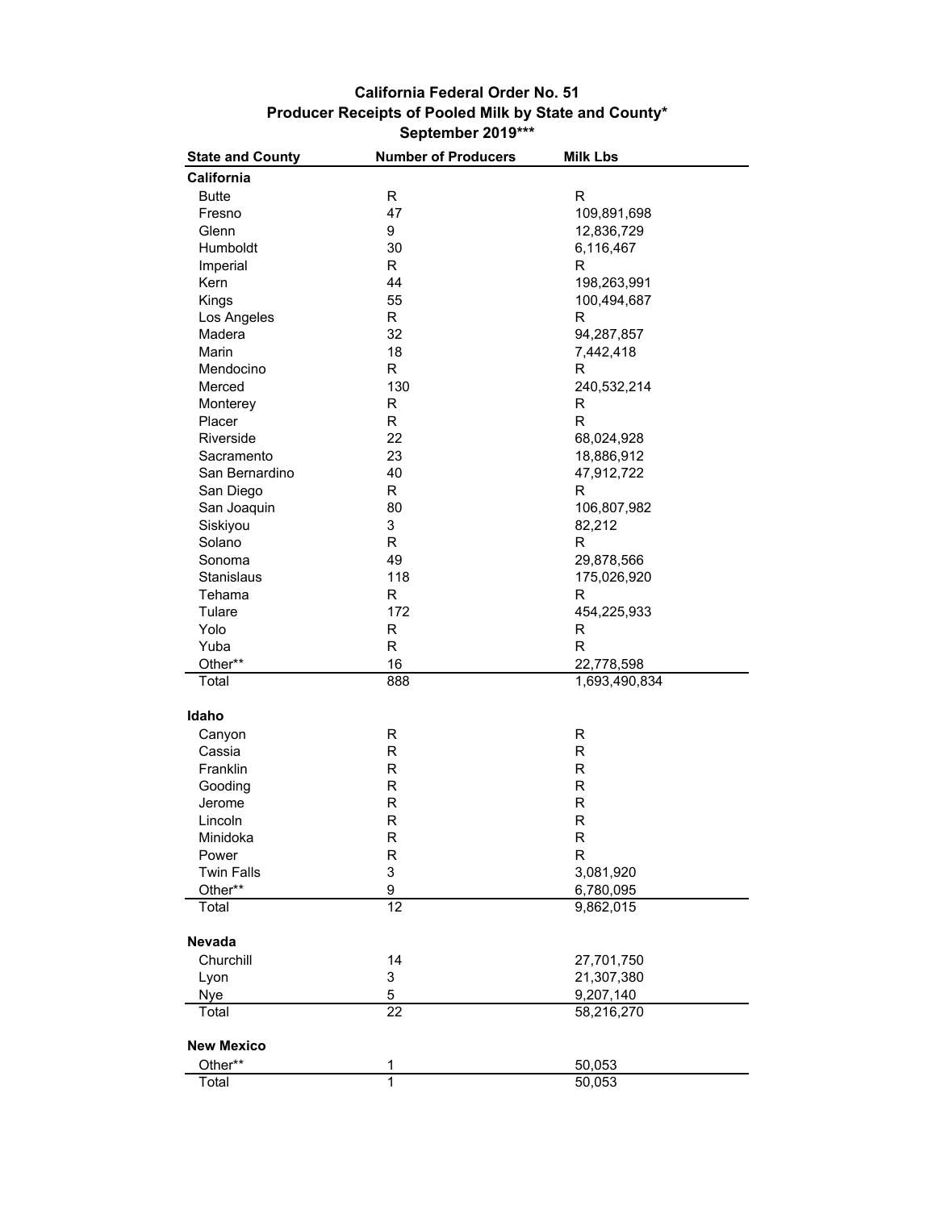# California Federal Order No. 51
## Producer Receipts of Pooled Milk by State and County*
### September 2019***

| State and County | Number of Producers | Milk Lbs |
|---|---|---|
| **California** | | |
| Butte | R | R |
| Fresno | 47 | 109,891,698 |
| Glenn | 9 | 12,836,729 |
| Humboldt | 30 | 6,116,467 |
| Imperial | R | R |
| Kern | 44 | 198,263,991 |
| Kings | 55 | 100,494,687 |
| Los Angeles | R | R |
| Madera | 32 | 94,287,857 |
| Marin | 18 | 7,442,418 |
| Mendocino | R | R |
| Merced | 130 | 240,532,214 |
| Monterey | R | R |
| Placer | R | R |
| Riverside | 22 | 68,024,928 |
| Sacramento | 23 | 18,886,912 |
| San Bernardino | 40 | 47,912,722 |
| San Diego | R | R |
| San Joaquin | 80 | 106,807,982 |
| Siskiyou | 3 | 82,212 |
| Solano | R | R |
| Sonoma | 49 | 29,878,566 |
| Stanislaus | 118 | 175,026,920 |
| Tehama | R | R |
| Tulare | 172 | 454,225,933 |
| Yolo | R | R |
| Yuba | R | R |
| Other** | 16 | 22,778,598 |
| Total | 888 | 1,693,490,834 |
| **Idaho** | | |
| Canyon | R | R |
| Cassia | R | R |
| Franklin | R | R |
| Gooding | R | R |
| Jerome | R | R |
| Lincoln | R | R |
| Minidoka | R | R |
| Power | R | R |
| Twin Falls | 3 | 3,081,920 |
| Other** | 9 | 6,780,095 |
| Total | 12 | 9,862,015 |
| **Nevada** | | |
| Churchill | 14 | 27,701,750 |
| Lyon | 3 | 21,307,380 |
| Nye | 5 | 9,207,140 |
| Total | 22 | 58,216,270 |
| **New Mexico** | | |
| Other** | 1 | 50,053 |
| Total | 1 | 50,053 |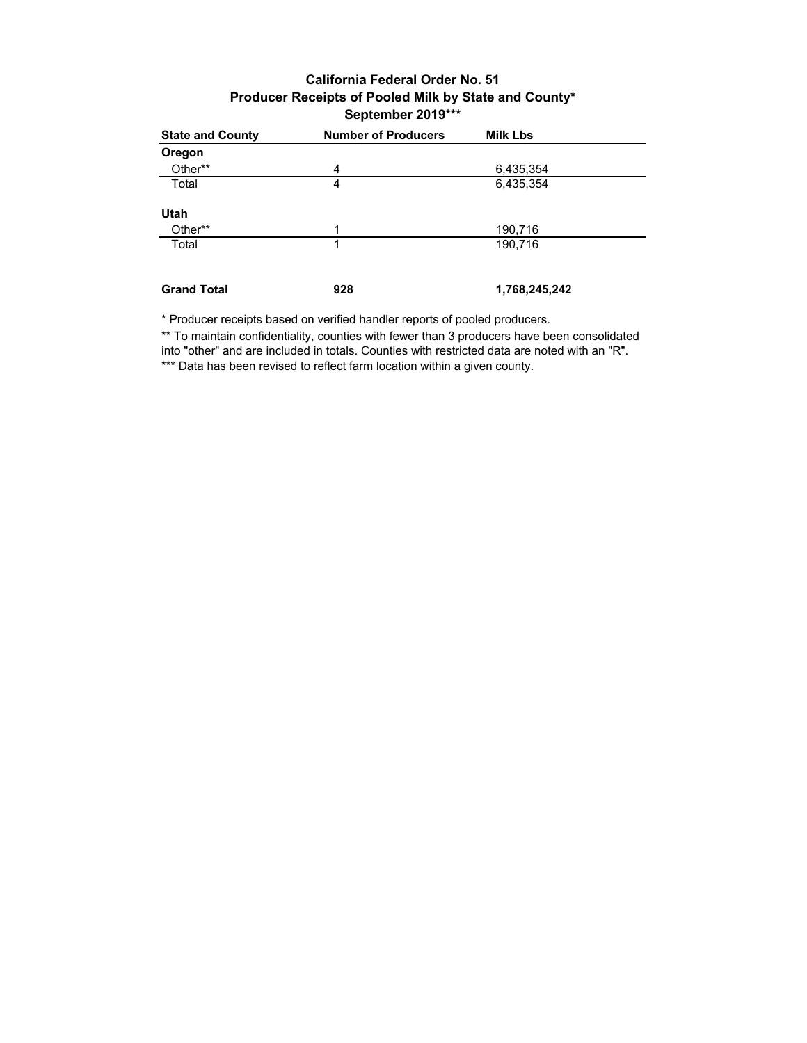**California Federal Order No. 51**
**Producer Receipts of Pooled Milk by State and County***
**September 2019*****

| State and County | Number of Producers | Milk Lbs |
|---|---|---|
| **Oregon** | | |
| Other** | 4 | 6,435,354 |
| Total | 4 | 6,435,354 |
| | | |
| **Utah** | | |
| Other** | 1 | 190,716 |
| Total | 1 | 190,716 |
| | | |
| **Grand Total** | **928** | **1,768,245,242** |

* Producer receipts based on verified handler reports of pooled producers.

** To maintain confidentiality, counties with fewer than 3 producers have been consolidated into "other" and are included in totals. Counties with restricted data are noted with an "R".

*** Data has been revised to reflect farm location within a given county.